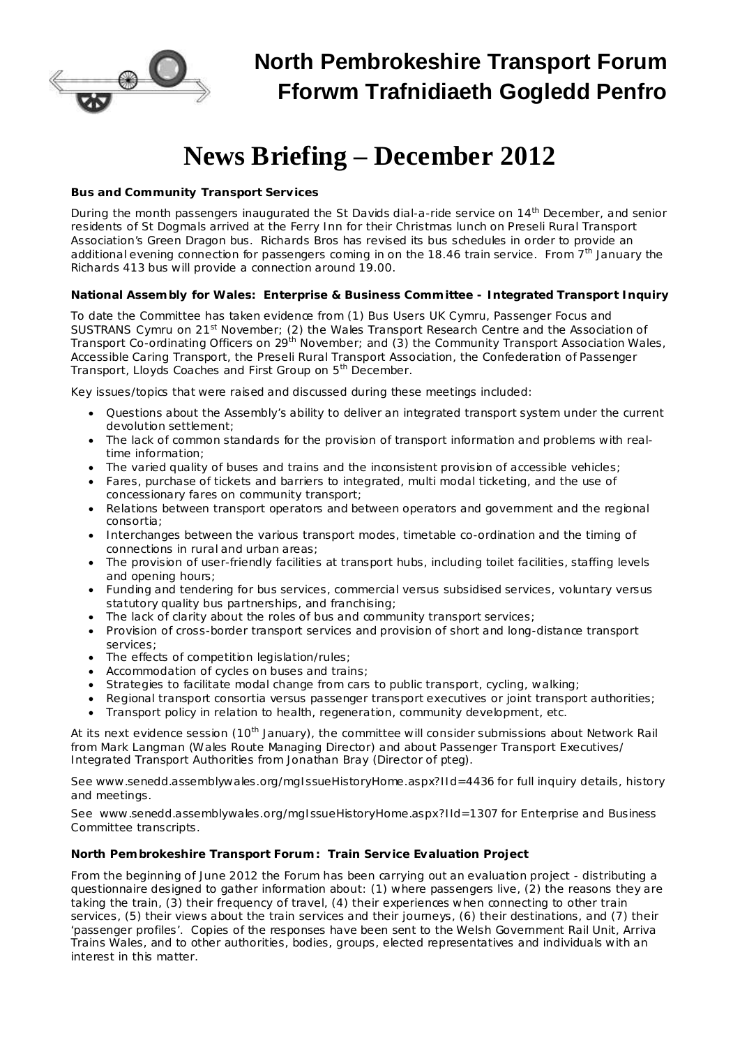# North Pembrokeshire Transport Forum
# Fforwm Trafnidiaeth Gogledd Penfro

# News Briefing – December 2012

### Bus and Community Transport Services

During the month passengers inaugurated the St Davids dial-a-ride service on 14th December, and senior residents of St Dogmals arrived at the Ferry Inn for their Christmas lunch on Preseli Rural Transport Association's Green Dragon bus. Richards Bros has revised its bus schedules in order to provide an additional evening connection for passengers coming in on the 18.46 train service. From 7th January the Richards 413 bus will provide a connection around 19.00.

### National Assembly for Wales: Enterprise & Business Committee - Integrated Transport Inquiry

To date the Committee has taken evidence from (1) Bus Users UK Cymru, Passenger Focus and SUSTRANS Cymru on 21st November; (2) the Wales Transport Research Centre and the Association of Transport Co-ordinating Officers on 29th November; and (3) the Community Transport Association Wales, Accessible Caring Transport, the Preseli Rural Transport Association, the Confederation of Passenger Transport, Lloyds Coaches and First Group on 5th December.

Key issues/topics that were raised and discussed during these meetings included:

- Questions about the Assembly's ability to deliver an integrated transport system under the current devolution settlement;
- The lack of common standards for the provision of transport information and problems with real-time information;
- The varied quality of buses and trains and the inconsistent provision of accessible vehicles;
- Fares, purchase of tickets and barriers to integrated, multi modal ticketing, and the use of concessionary fares on community transport;
- Relations between transport operators and between operators and government and the regional consortia;
- Interchanges between the various transport modes, timetable co-ordination and the timing of connections in rural and urban areas;
- The provision of user-friendly facilities at transport hubs, including toilet facilities, staffing levels and opening hours;
- Funding and tendering for bus services, commercial versus subsidised services, voluntary versus statutory quality bus partnerships, and franchising;
- The lack of clarity about the roles of bus and community transport services;
- Provision of cross-border transport services and provision of short and long-distance transport services;
- The effects of competition legislation/rules;
- Accommodation of cycles on buses and trains;
- Strategies to facilitate modal change from cars to public transport, cycling, walking;
- Regional transport consortia versus passenger transport executives or joint transport authorities;
- Transport policy in relation to health, regeneration, community development, etc.

At its next evidence session (10th January), the committee will consider submissions about Network Rail from Mark Langman (Wales Route Managing Director) and about Passenger Transport Executives/ Integrated Transport Authorities from Jonathan Bray (Director of pteg).

See www.senedd.assemblywales.org/mgIssueHistoryHome.aspx?IId=4436 for full inquiry details, history and meetings.

See www.senedd.assemblywales.org/mgIssueHistoryHome.aspx?IId=1307 for Enterprise and Business Committee transcripts.

### North Pembrokeshire Transport Forum: Train Service Evaluation Project

From the beginning of June 2012 the Forum has been carrying out an evaluation project - distributing a questionnaire designed to gather information about: (1) where passengers live, (2) the reasons they are taking the train, (3) their frequency of travel, (4) their experiences when connecting to other train services, (5) their views about the train services and their journeys, (6) their destinations, and (7) their 'passenger profiles'. Copies of the responses have been sent to the Welsh Government Rail Unit, Arriva Trains Wales, and to other authorities, bodies, groups, elected representatives and individuals with an interest in this matter.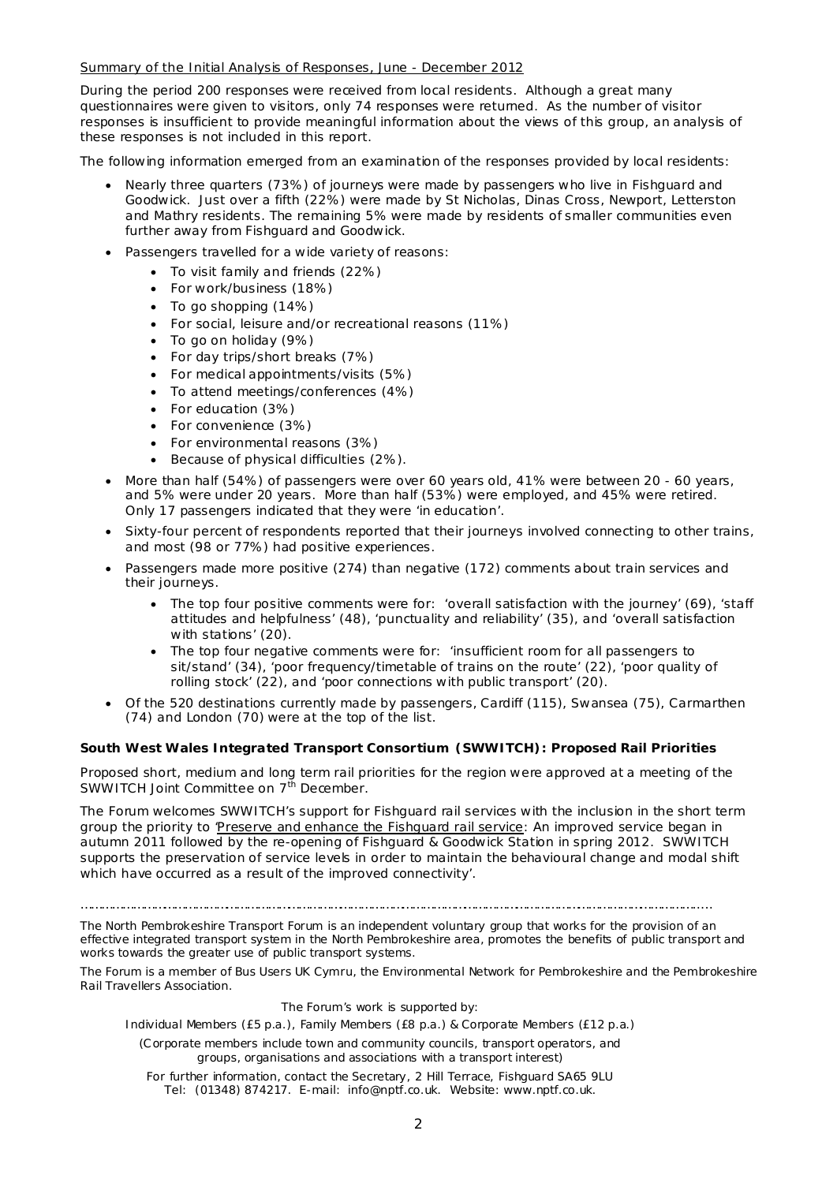Summary of the Initial Analysis of Responses, June - December 2012

During the period 200 responses were received from local residents. Although a great many questionnaires were given to visitors, only 74 responses were returned. As the number of visitor responses is insufficient to provide meaningful information about the views of this group, an analysis of these responses is not included in this report.

The following information emerged from an examination of the responses provided by local residents:

- Nearly three quarters (73%) of journeys were made by passengers who live in Fishguard and Goodwick. Just over a fifth (22%) were made by St Nicholas, Dinas Cross, Newport, Letterston and Mathry residents. The remaining 5% were made by residents of smaller communities even further away from Fishguard and Goodwick.
- Passengers travelled for a wide variety of reasons:
  - To visit family and friends (22%)
  - For work/business (18%)
  - To go shopping (14%)
  - For social, leisure and/or recreational reasons (11%)
  - To go on holiday (9%)
  - For day trips/short breaks (7%)
  - For medical appointments/visits (5%)
  - To attend meetings/conferences (4%)
  - For education (3%)
  - For convenience (3%)
  - For environmental reasons (3%)
  - Because of physical difficulties (2%).
- More than half (54%) of passengers were over 60 years old, 41% were between 20 - 60 years, and 5% were under 20 years. More than half (53%) were employed, and 45% were retired. Only 17 passengers indicated that they were 'in education'.
- Sixty-four percent of respondents reported that their journeys involved connecting to other trains, and most (98 or 77%) had positive experiences.
- Passengers made more positive (274) than negative (172) comments about train services and their journeys.
  - The top four positive comments were for: 'overall satisfaction with the journey' (69), 'staff attitudes and helpfulness' (48), 'punctuality and reliability' (35), and 'overall satisfaction with stations' (20).
  - The top four negative comments were for: 'insufficient room for all passengers to sit/stand' (34), 'poor frequency/timetable of trains on the route' (22), 'poor quality of rolling stock' (22), and 'poor connections with public transport' (20).
- Of the 520 destinations currently made by passengers, Cardiff (115), Swansea (75), Carmarthen (74) and London (70) were at the top of the list.

**South West Wales Integrated Transport Consortium (SWWITCH): Proposed Rail Priorities**

Proposed short, medium and long term rail priorities for the region were approved at a meeting of the SWWITCH Joint Committee on 7th December.

The Forum welcomes SWWITCH's support for Fishguard rail services with the inclusion in the short term group the priority to 'Preserve and enhance the Fishguard rail service: An improved service began in autumn 2011 followed by the re-opening of Fishguard & Goodwick Station in spring 2012. SWWITCH supports the preservation of service levels in order to maintain the behavioural change and modal shift which have occurred as a result of the improved connectivity'.

---

*The North Pembrokeshire Transport Forum is an independent voluntary group that works for the provision of an effective integrated transport system in the North Pembrokeshire area, promotes the benefits of public transport and works towards the greater use of public transport systems.*

*The Forum is a member of Bus Users UK Cymru, the Environmental Network for Pembrokeshire and the Pembrokeshire Rail Travellers Association.*

*The Forum's work is supported by:*

*Individual Members (£5 p.a.), Family Members (£8 p.a.) & Corporate Members (£12 p.a.)*

*(Corporate members include town and community councils, transport operators, and groups, organisations and associations with a transport interest)*

*For further information, contact the Secretary, 2 Hill Terrace, Fishguard SA65 9LU Tel: (01348) 874217. E-mail: info@nptf.co.uk. Website: www.nptf.co.uk.*